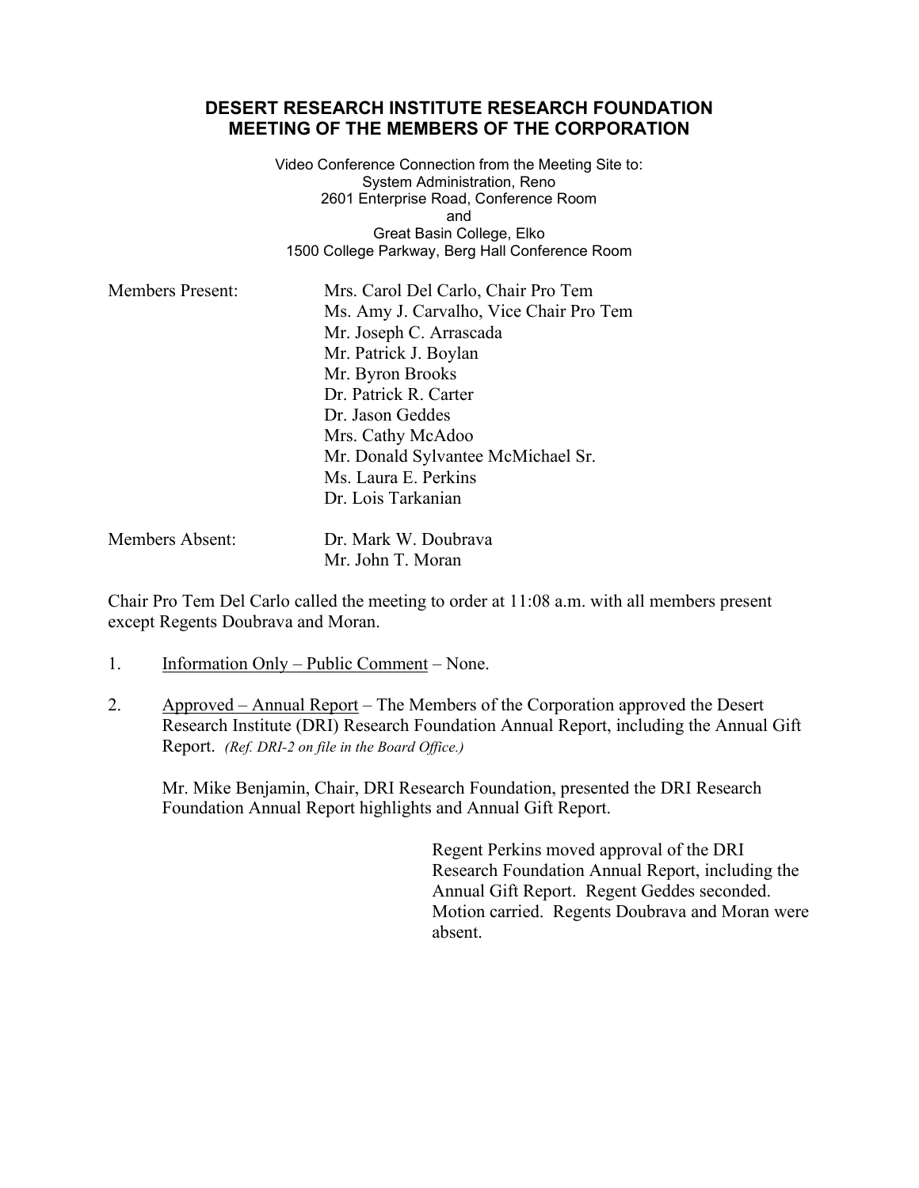# DESERT RESEARCH INSTITUTE RESEARCH FOUNDATION
## MEETING OF THE MEMBERS OF THE CORPORATION

Video Conference Connection from the Meeting Site to:
System Administration, Reno
2601 Enterprise Road, Conference Room
and
Great Basin College, Elko
1500 College Parkway, Berg Hall Conference Room

| | |
|---|---|
| Members Present: | Mrs. Carol Del Carlo, Chair Pro Tem |
| | Ms. Amy J. Carvalho, Vice Chair Pro Tem |
| | Mr. Joseph C. Arrascada |
| | Mr. Patrick J. Boylan |
| | Mr. Byron Brooks |
| | Dr. Patrick R. Carter |
| | Dr. Jason Geddes |
| | Mrs. Cathy McAdoo |
| | Mr. Donald Sylvantee McMichael Sr. |
| | Ms. Laura E. Perkins |
| | Dr. Lois Tarkanian |
| Members Absent: | Dr. Mark W. Doubrava |
| | Mr. John T. Moran |

Chair Pro Tem Del Carlo called the meeting to order at 11:08 a.m. with all members present except Regents Doubrava and Moran.

1. Information Only – Public Comment – None.

2. Approved – Annual Report – The Members of the Corporation approved the Desert Research Institute (DRI) Research Foundation Annual Report, including the Annual Gift Report. *(Ref. DRI-2 on file in the Board Office.)*

   Mr. Mike Benjamin, Chair, DRI Research Foundation, presented the DRI Research Foundation Annual Report highlights and Annual Gift Report.

   Regent Perkins moved approval of the DRI Research Foundation Annual Report, including the Annual Gift Report. Regent Geddes seconded. Motion carried. Regents Doubrava and Moran were absent.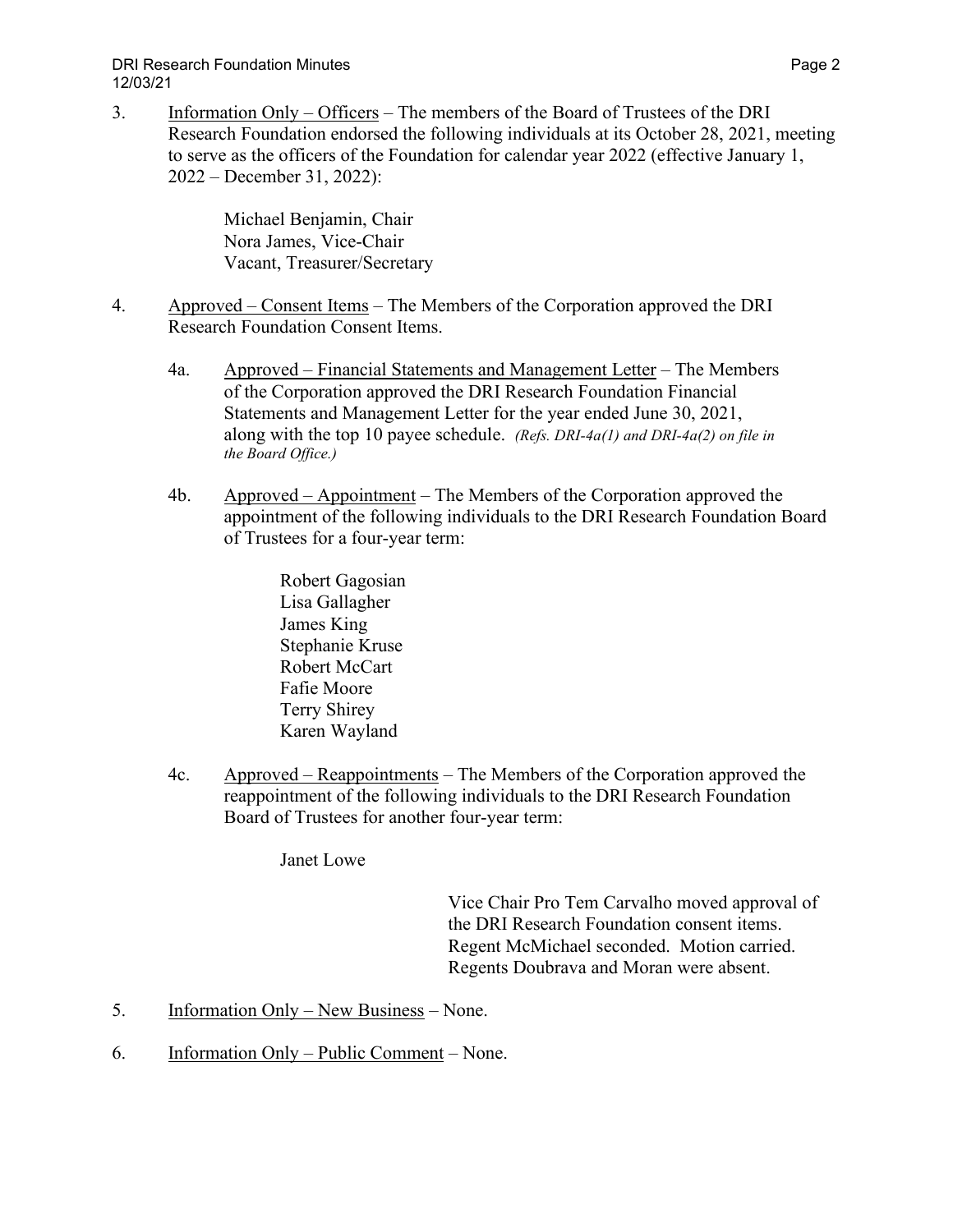3. Information Only – Officers – The members of the Board of Trustees of the DRI Research Foundation endorsed the following individuals at its October 28, 2021, meeting to serve as the officers of the Foundation for calendar year 2022 (effective January 1, 2022 – December 31, 2022):

   Michael Benjamin, Chair
   Nora James, Vice-Chair
   Vacant, Treasurer/Secretary

4. Approved – Consent Items – The Members of the Corporation approved the DRI Research Foundation Consent Items.

   4a. Approved – Financial Statements and Management Letter – The Members of the Corporation approved the DRI Research Foundation Financial Statements and Management Letter for the year ended June 30, 2021, along with the top 10 payee schedule. *(Refs. DRI-4a(1) and DRI-4a(2) on file in the Board Office.)*

   4b. Approved – Appointment – The Members of the Corporation approved the appointment of the following individuals to the DRI Research Foundation Board of Trustees for a four-year term:

   Robert Gagosian
   Lisa Gallagher
   James King
   Stephanie Kruse
   Robert McCart
   Fafie Moore
   Terry Shirey
   Karen Wayland

   4c. Approved – Reappointments – The Members of the Corporation approved the reappointment of the following individuals to the DRI Research Foundation Board of Trustees for another four-year term:

   Janet Lowe

   Vice Chair Pro Tem Carvalho moved approval of the DRI Research Foundation consent items. Regent McMichael seconded. Motion carried. Regents Doubrava and Moran were absent.

5. Information Only – New Business – None.

6. Information Only – Public Comment – None.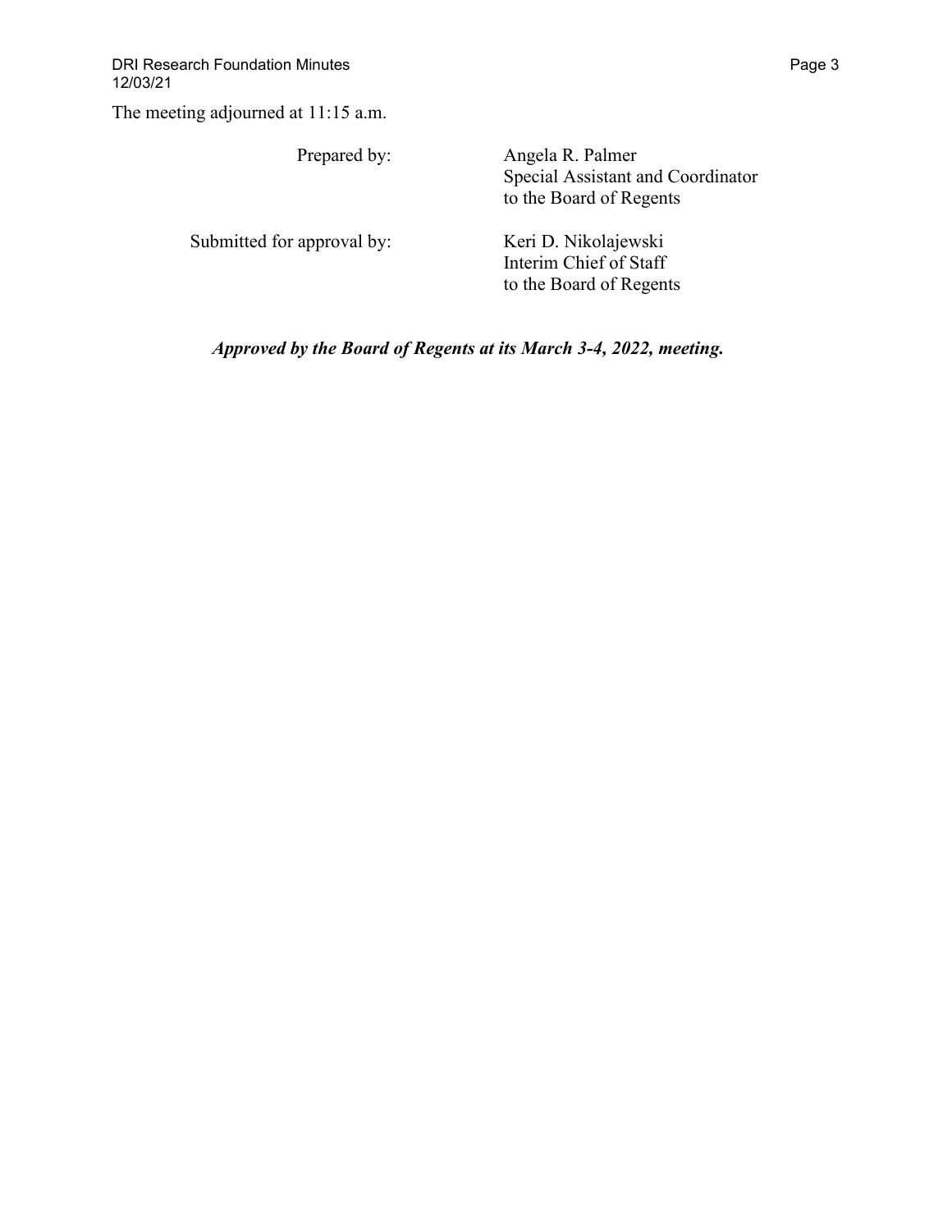The meeting adjourned at 11:15 a.m.

| | |
|---|---|
| Prepared by: | Angela R. Palmer<br>Special Assistant and Coordinator<br>to the Board of Regents |
| Submitted for approval by: | Keri D. Nikolajewski<br>Interim Chief of Staff<br>to the Board of Regents |

***Approved by the Board of Regents at its March 3-4, 2022, meeting.***